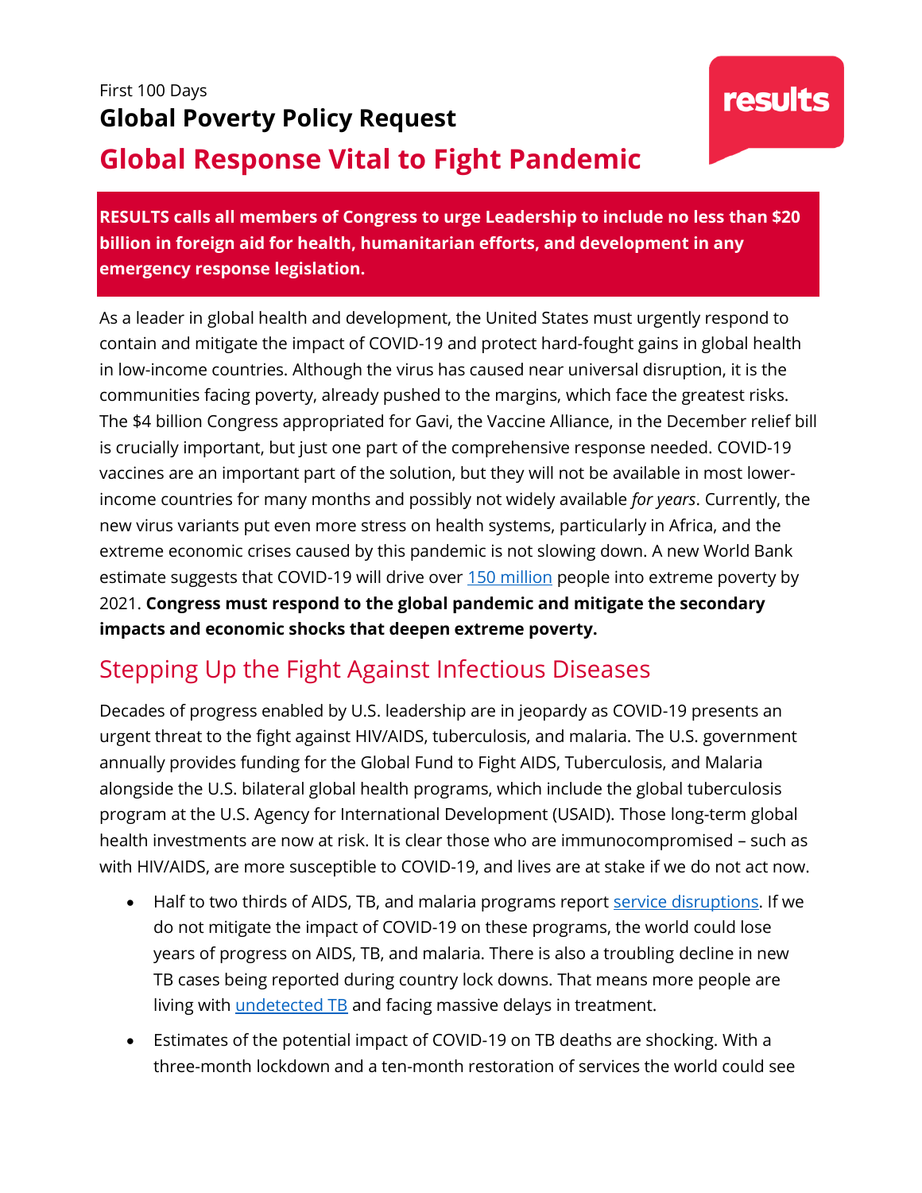First 100 Days

**Global Poverty Policy Request**

# Global Response Vital to Fight Pandemic

results

**RESULTS calls all members of Congress to urge Leadership to include no less than $20 billion in foreign aid for health, humanitarian efforts, and development in any emergency response legislation.**

As a leader in global health and development, the United States must urgently respond to contain and mitigate the impact of COVID-19 and protect hard-fought gains in global health in low-income countries. Although the virus has caused near universal disruption, it is the communities facing poverty, already pushed to the margins, which face the greatest risks. The $4 billion Congress appropriated for Gavi, the Vaccine Alliance, in the December relief bill is crucially important, but just one part of the comprehensive response needed. COVID-19 vaccines are an important part of the solution, but they will not be available in most lower-income countries for many months and possibly not widely available *for years*. Currently, the new virus variants put even more stress on health systems, particularly in Africa, and the extreme economic crises caused by this pandemic is not slowing down. A new World Bank estimate suggests that COVID-19 will drive over 150 million people into extreme poverty by 2021. **Congress must respond to the global pandemic and mitigate the secondary impacts and economic shocks that deepen extreme poverty.**

## Stepping Up the Fight Against Infectious Diseases

Decades of progress enabled by U.S. leadership are in jeopardy as COVID-19 presents an urgent threat to the fight against HIV/AIDS, tuberculosis, and malaria. The U.S. government annually provides funding for the Global Fund to Fight AIDS, Tuberculosis, and Malaria alongside the U.S. bilateral global health programs, which include the global tuberculosis program at the U.S. Agency for International Development (USAID). Those long-term global health investments are now at risk. It is clear those who are immunocompromised – such as with HIV/AIDS, are more susceptible to COVID-19, and lives are at stake if we do not act now.

- Half to two thirds of AIDS, TB, and malaria programs report service disruptions. If we do not mitigate the impact of COVID-19 on these programs, the world could lose years of progress on AIDS, TB, and malaria. There is also a troubling decline in new TB cases being reported during country lock downs. That means more people are living with undetected TB and facing massive delays in treatment.
- Estimates of the potential impact of COVID-19 on TB deaths are shocking. With a three-month lockdown and a ten-month restoration of services the world could see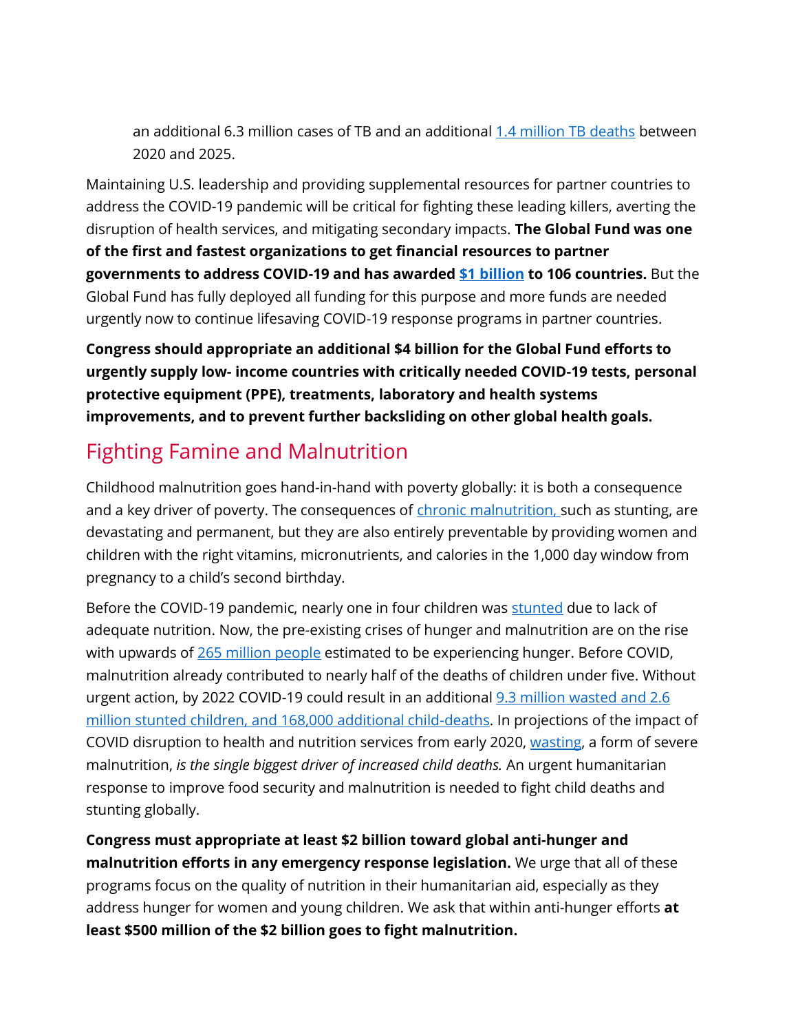an additional 6.3 million cases of TB and an additional 1.4 million TB deaths between 2020 and 2025.

Maintaining U.S. leadership and providing supplemental resources for partner countries to address the COVID-19 pandemic will be critical for fighting these leading killers, averting the disruption of health services, and mitigating secondary impacts. **The Global Fund was one of the first and fastest organizations to get financial resources to partner governments to address COVID-19 and has awarded $1 billion to 106 countries.** But the Global Fund has fully deployed all funding for this purpose and more funds are needed urgently now to continue lifesaving COVID-19 response programs in partner countries.

**Congress should appropriate an additional $4 billion for the Global Fund efforts to urgently supply low- income countries with critically needed COVID-19 tests, personal protective equipment (PPE), treatments, laboratory and health systems improvements, and to prevent further backsliding on other global health goals.**

## Fighting Famine and Malnutrition

Childhood malnutrition goes hand-in-hand with poverty globally: it is both a consequence and a key driver of poverty. The consequences of chronic malnutrition, such as stunting, are devastating and permanent, but they are also entirely preventable by providing women and children with the right vitamins, micronutrients, and calories in the 1,000 day window from pregnancy to a child's second birthday.

Before the COVID-19 pandemic, nearly one in four children was stunted due to lack of adequate nutrition. Now, the pre-existing crises of hunger and malnutrition are on the rise with upwards of 265 million people estimated to be experiencing hunger. Before COVID, malnutrition already contributed to nearly half of the deaths of children under five. Without urgent action, by 2022 COVID-19 could result in an additional 9.3 million wasted and 2.6 million stunted children, and 168,000 additional child-deaths. In projections of the impact of COVID disruption to health and nutrition services from early 2020, wasting, a form of severe malnutrition, *is the single biggest driver of increased child deaths.* An urgent humanitarian response to improve food security and malnutrition is needed to fight child deaths and stunting globally.

**Congress must appropriate at least $2 billion toward global anti-hunger and malnutrition efforts in any emergency response legislation.** We urge that all of these programs focus on the quality of nutrition in their humanitarian aid, especially as they address hunger for women and young children. We ask that within anti-hunger efforts **at least $500 million of the $2 billion goes to fight malnutrition.**